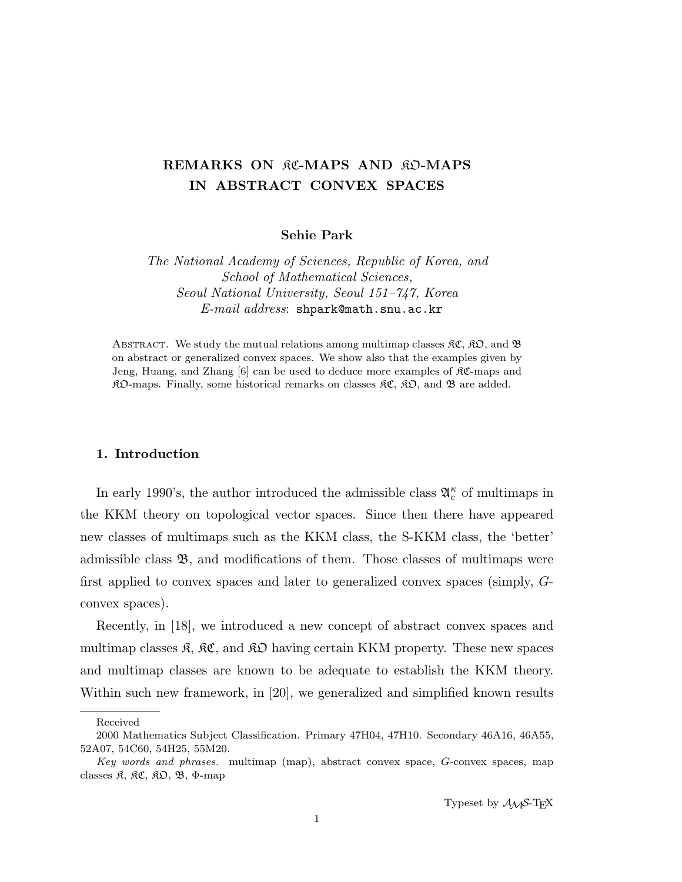# REMARKS ON $\mathfrak{KC}$-MAPS AND $\mathfrak{KO}$-MAPS IN ABSTRACT CONVEX SPACES

**Sehie Park**

*The National Academy of Sciences, Republic of Korea, and*
*School of Mathematical Sciences,*
*Seoul National University, Seoul 151–747, Korea*
*E-mail address*: shpark@math.snu.ac.kr

Abstract. We study the mutual relations among multimap classes $\mathfrak{KC}$, $\mathfrak{KO}$, and $\mathfrak{B}$ on abstract or generalized convex spaces. We show also that the examples given by Jeng, Huang, and Zhang [6] can be used to deduce more examples of $\mathfrak{KC}$-maps and $\mathfrak{KO}$-maps. Finally, some historical remarks on classes $\mathfrak{KC}$, $\mathfrak{KO}$, and $\mathfrak{B}$ are added.

## 1. Introduction

In early 1990's, the author introduced the admissible class $\mathfrak{A}_c^\kappa$ of multimaps in the KKM theory on topological vector spaces. Since then there have appeared new classes of multimaps such as the KKM class, the S-KKM class, the 'better' admissible class $\mathfrak{B}$, and modifications of them. Those classes of multimaps were first applied to convex spaces and later to generalized convex spaces (simply, $G$-convex spaces).

Recently, in [18], we introduced a new concept of abstract convex spaces and multimap classes $\mathfrak{K}$, $\mathfrak{KC}$, and $\mathfrak{KO}$ having certain KKM property. These new spaces and multimap classes are known to be adequate to establish the KKM theory. Within such new framework, in [20], we generalized and simplified known results

---

Received

2000 Mathematics Subject Classification. Primary 47H04, 47H10. Secondary 46A16, 46A55, 52A07, 54C60, 54H25, 55M20.

*Key words and phrases.* multimap (map), abstract convex space, $G$-convex spaces, map classes $\mathfrak{K}$, $\mathfrak{KC}$, $\mathfrak{KO}$, $\mathfrak{B}$, $\Phi$-map

Typeset by $\mathcal{AMS}$-TEX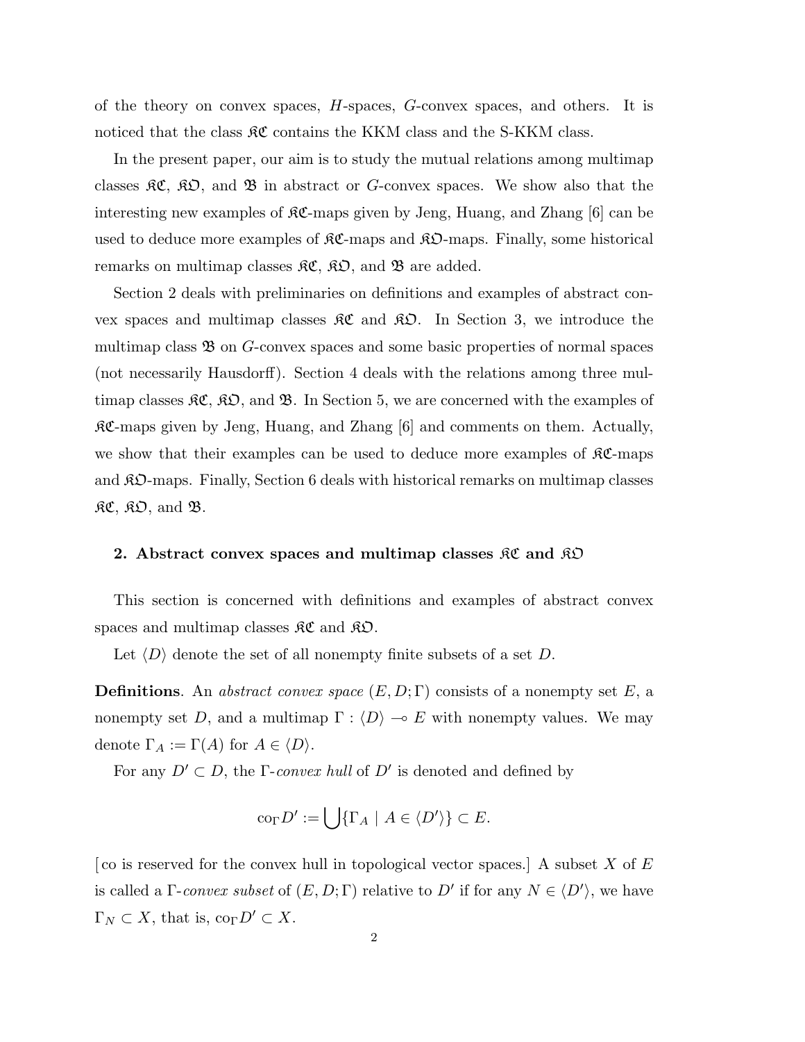of the theory on convex spaces, $H$-spaces, $G$-convex spaces, and others. It is noticed that the class $\mathfrak{KC}$ contains the KKM class and the S-KKM class.

In the present paper, our aim is to study the mutual relations among multimap classes $\mathfrak{KC}$, $\mathfrak{KO}$, and $\mathfrak{B}$ in abstract or $G$-convex spaces. We show also that the interesting new examples of $\mathfrak{KC}$-maps given by Jeng, Huang, and Zhang [6] can be used to deduce more examples of $\mathfrak{KC}$-maps and $\mathfrak{KO}$-maps. Finally, some historical remarks on multimap classes $\mathfrak{KC}$, $\mathfrak{KO}$, and $\mathfrak{B}$ are added.

Section 2 deals with preliminaries on definitions and examples of abstract convex spaces and multimap classes $\mathfrak{KC}$ and $\mathfrak{KO}$. In Section 3, we introduce the multimap class $\mathfrak{B}$ on $G$-convex spaces and some basic properties of normal spaces (not necessarily Hausdorff). Section 4 deals with the relations among three multimap classes $\mathfrak{KC}$, $\mathfrak{KO}$, and $\mathfrak{B}$. In Section 5, we are concerned with the examples of $\mathfrak{KC}$-maps given by Jeng, Huang, and Zhang [6] and comments on them. Actually, we show that their examples can be used to deduce more examples of $\mathfrak{KC}$-maps and $\mathfrak{KO}$-maps. Finally, Section 6 deals with historical remarks on multimap classes $\mathfrak{KC}$, $\mathfrak{KO}$, and $\mathfrak{B}$.

## 2. Abstract convex spaces and multimap classes $\mathfrak{KC}$ and $\mathfrak{KO}$

This section is concerned with definitions and examples of abstract convex spaces and multimap classes $\mathfrak{KC}$ and $\mathfrak{KO}$.

Let $\langle D \rangle$ denote the set of all nonempty finite subsets of a set $D$.

**Definitions**. An *abstract convex space* $(E, D; \Gamma)$ consists of a nonempty set $E$, a nonempty set $D$, and a multimap $\Gamma : \langle D \rangle \multimap E$ with nonempty values. We may denote $\Gamma_A := \Gamma(A)$ for $A \in \langle D \rangle$.

For any $D' \subset D$, the $\Gamma$-*convex hull* of $D'$ is denoted and defined by

$$\mathrm{co}_\Gamma D' := \bigcup \{\Gamma_A \mid A \in \langle D' \rangle\} \subset E.$$

[ co is reserved for the convex hull in topological vector spaces.] A subset $X$ of $E$ is called a $\Gamma$-*convex subset* of $(E, D; \Gamma)$ relative to $D'$ if for any $N \in \langle D' \rangle$, we have $\Gamma_N \subset X$, that is, $\mathrm{co}_\Gamma D' \subset X$.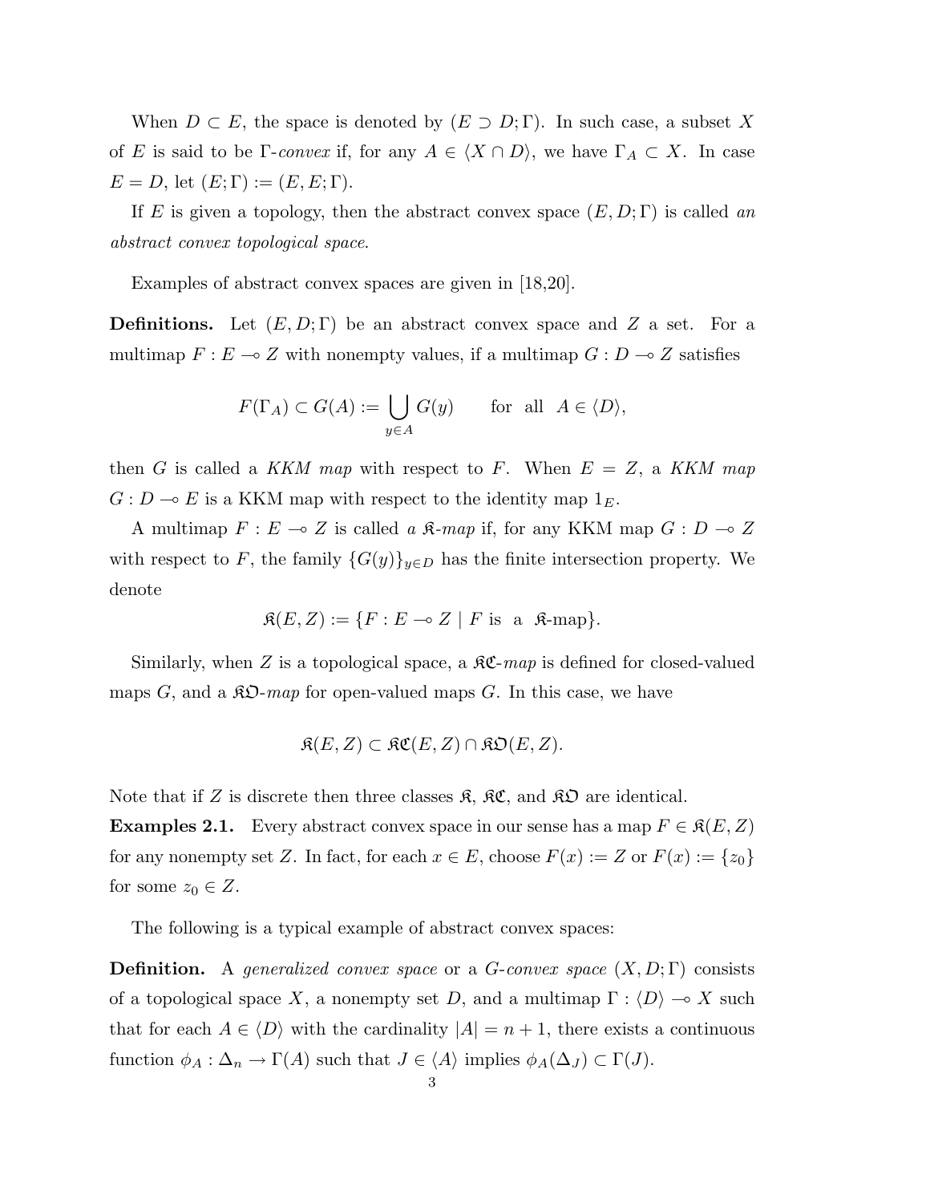When $D \subset E$, the space is denoted by $(E \supset D; \Gamma)$. In such case, a subset $X$ of $E$ is said to be $\Gamma$-*convex* if, for any $A \in \langle X \cap D \rangle$, we have $\Gamma_A \subset X$. In case $E = D$, let $(E; \Gamma) := (E, E; \Gamma)$.

If $E$ is given a topology, then the abstract convex space $(E, D; \Gamma)$ is called *an abstract convex topological space*.

Examples of abstract convex spaces are given in [18,20].

**Definitions.** Let $(E, D; \Gamma)$ be an abstract convex space and $Z$ a set. For a multimap $F : E \multimap Z$ with nonempty values, if a multimap $G : D \multimap Z$ satisfies

$$F(\Gamma_A) \subset G(A) := \bigcup_{y \in A} G(y) \qquad \text{for all} \quad A \in \langle D \rangle,$$

then $G$ is called a *KKM map* with respect to $F$. When $E = Z$, a *KKM map* $G : D \multimap E$ is a KKM map with respect to the identity map $1_E$.

A multimap $F : E \multimap Z$ is called *a* $\mathfrak{K}$*-map* if, for any KKM map $G : D \multimap Z$ with respect to $F$, the family $\{G(y)\}_{y \in D}$ has the finite intersection property. We denote

$$\mathfrak{K}(E, Z) := \{F : E \multimap Z \mid F \text{ is a } \mathfrak{K}\text{-map}\}.$$

Similarly, when $Z$ is a topological space, a $\mathfrak{KC}$*-map* is defined for closed-valued maps $G$, and a $\mathfrak{KO}$*-map* for open-valued maps $G$. In this case, we have

$$\mathfrak{K}(E, Z) \subset \mathfrak{KC}(E, Z) \cap \mathfrak{KO}(E, Z).$$

Note that if $Z$ is discrete then three classes $\mathfrak{K}$, $\mathfrak{KC}$, and $\mathfrak{KO}$ are identical.

**Examples 2.1.** Every abstract convex space in our sense has a map $F \in \mathfrak{K}(E, Z)$ for any nonempty set $Z$. In fact, for each $x \in E$, choose $F(x) := Z$ or $F(x) := \{z_0\}$ for some $z_0 \in Z$.

The following is a typical example of abstract convex spaces:

**Definition.** A *generalized convex space* or a *G-convex space* $(X, D; \Gamma)$ consists of a topological space $X$, a nonempty set $D$, and a multimap $\Gamma : \langle D \rangle \multimap X$ such that for each $A \in \langle D \rangle$ with the cardinality $|A| = n + 1$, there exists a continuous function $\phi_A : \Delta_n \to \Gamma(A)$ such that $J \in \langle A \rangle$ implies $\phi_A(\Delta_J) \subset \Gamma(J)$.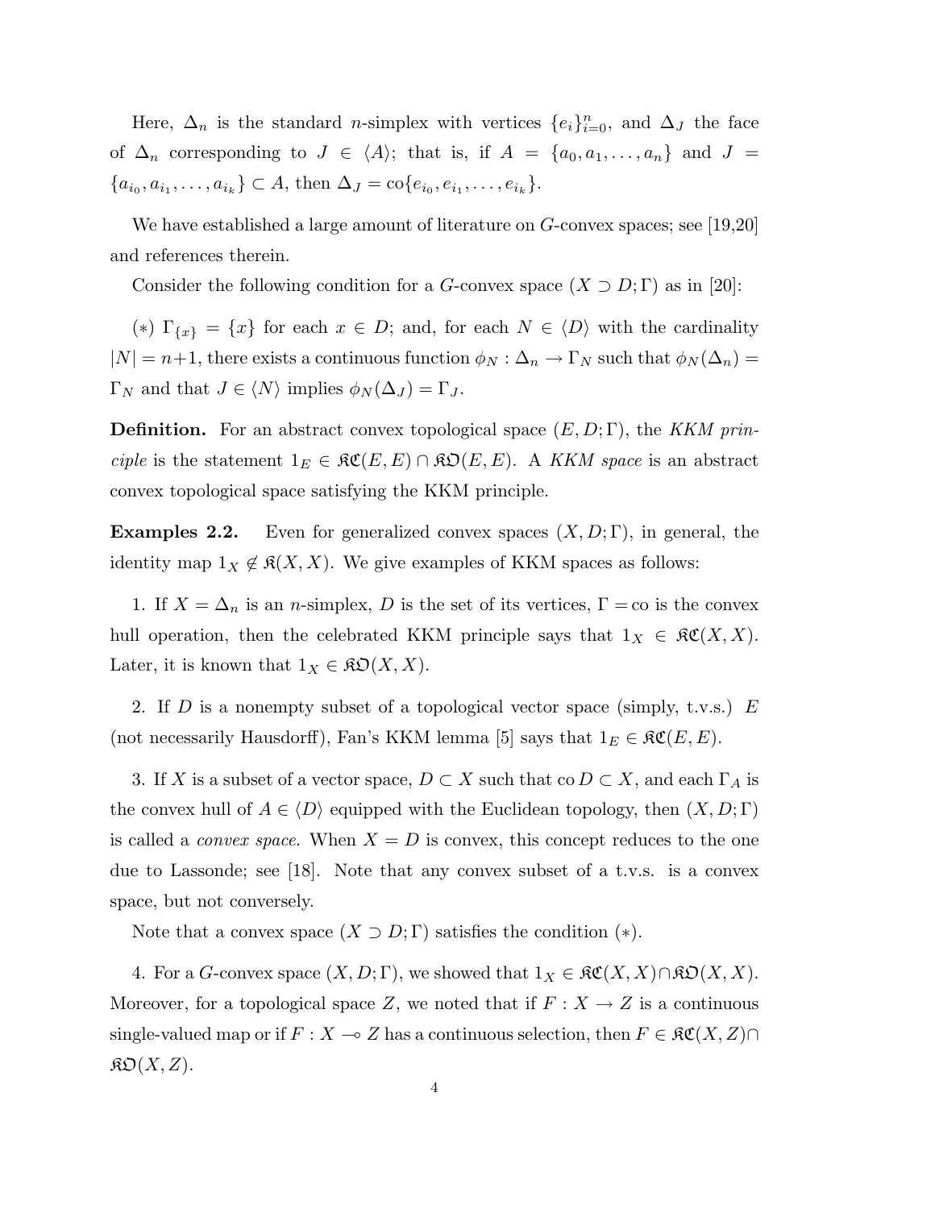Here, $\Delta_n$ is the standard $n$-simplex with vertices $\{e_i\}_{i=0}^n$, and $\Delta_J$ the face of $\Delta_n$ corresponding to $J \in \langle A \rangle$; that is, if $A = \{a_0, a_1, \ldots, a_n\}$ and $J = \{a_{i_0}, a_{i_1}, \ldots, a_{i_k}\} \subset A$, then $\Delta_J = \mathrm{co}\{e_{i_0}, e_{i_1}, \ldots, e_{i_k}\}$.

We have established a large amount of literature on $G$-convex spaces; see [19,20] and references therein.

Consider the following condition for a $G$-convex space $(X \supset D; \Gamma)$ as in [20]:

$(*)$ $\Gamma_{\{x\}} = \{x\}$ for each $x \in D$; and, for each $N \in \langle D \rangle$ with the cardinality $|N| = n+1$, there exists a continuous function $\phi_N : \Delta_n \to \Gamma_N$ such that $\phi_N(\Delta_n) = \Gamma_N$ and that $J \in \langle N \rangle$ implies $\phi_N(\Delta_J) = \Gamma_J$.

**Definition.** For an abstract convex topological space $(E, D; \Gamma)$, the *KKM principle* is the statement $1_E \in \mathfrak{KC}(E, E) \cap \mathfrak{KO}(E, E)$. A *KKM space* is an abstract convex topological space satisfying the KKM principle.

**Examples 2.2.** Even for generalized convex spaces $(X, D; \Gamma)$, in general, the identity map $1_X \notin \mathfrak{K}(X, X)$. We give examples of KKM spaces as follows:

1. If $X = \Delta_n$ is an $n$-simplex, $D$ is the set of its vertices, $\Gamma = \mathrm{co}$ is the convex hull operation, then the celebrated KKM principle says that $1_X \in \mathfrak{KC}(X, X)$. Later, it is known that $1_X \in \mathfrak{KO}(X, X)$.

2. If $D$ is a nonempty subset of a topological vector space (simply, t.v.s.) $E$ (not necessarily Hausdorff), Fan's KKM lemma [5] says that $1_E \in \mathfrak{KC}(E, E)$.

3. If $X$ is a subset of a vector space, $D \subset X$ such that $\mathrm{co}\, D \subset X$, and each $\Gamma_A$ is the convex hull of $A \in \langle D \rangle$ equipped with the Euclidean topology, then $(X, D; \Gamma)$ is called a *convex space*. When $X = D$ is convex, this concept reduces to the one due to Lassonde; see [18]. Note that any convex subset of a t.v.s. is a convex space, but not conversely.

Note that a convex space $(X \supset D; \Gamma)$ satisfies the condition $(*)$.

4. For a $G$-convex space $(X, D; \Gamma)$, we showed that $1_X \in \mathfrak{KC}(X, X) \cap \mathfrak{KO}(X, X)$. Moreover, for a topological space $Z$, we noted that if $F : X \to Z$ is a continuous single-valued map or if $F : X \multimap Z$ has a continuous selection, then $F \in \mathfrak{KC}(X, Z) \cap \mathfrak{KO}(X, Z)$.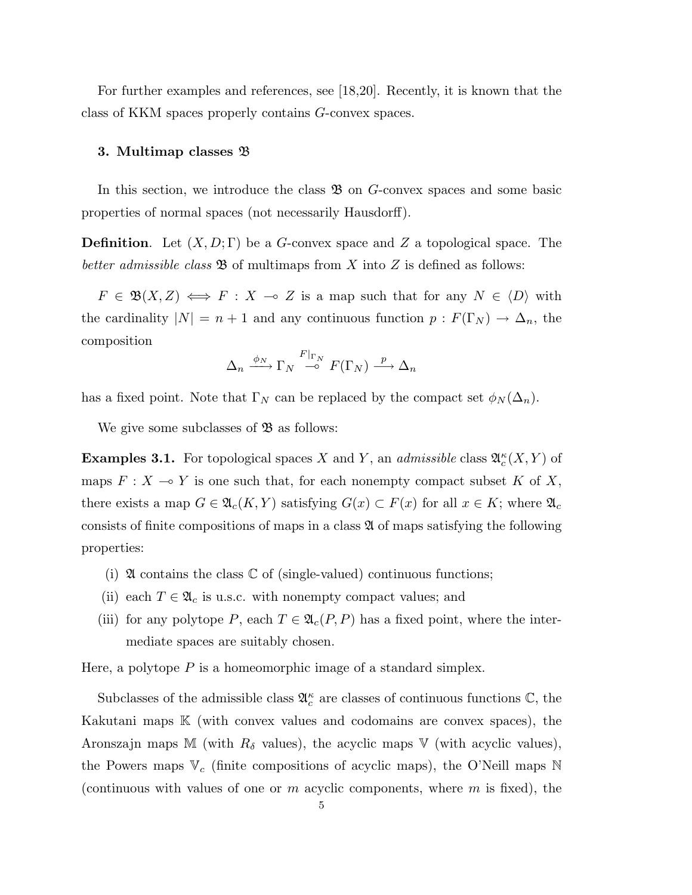For further examples and references, see [18,20]. Recently, it is known that the class of KKM spaces properly contains $G$-convex spaces.

## 3. Multimap classes $\mathfrak{B}$

In this section, we introduce the class $\mathfrak{B}$ on $G$-convex spaces and some basic properties of normal spaces (not necessarily Hausdorff).

**Definition**. Let $(X, D; \Gamma)$ be a $G$-convex space and $Z$ a topological space. The *better admissible class* $\mathfrak{B}$ of multimaps from $X$ into $Z$ is defined as follows:

$F \in \mathfrak{B}(X, Z) \iff F : X \multimap Z$ is a map such that for any $N \in \langle D \rangle$ with the cardinality $|N| = n + 1$ and any continuous function $p : F(\Gamma_N) \to \Delta_n$, the composition

$$\Delta_n \xrightarrow{\phi_N} \Gamma_N \overset{F|_{\Gamma_N}}{\multimap} F(\Gamma_N) \xrightarrow{p} \Delta_n$$

has a fixed point. Note that $\Gamma_N$ can be replaced by the compact set $\phi_N(\Delta_n)$.

We give some subclasses of $\mathfrak{B}$ as follows:

**Examples 3.1.** For topological spaces $X$ and $Y$, an *admissible* class $\mathfrak{A}_c^\kappa(X, Y)$ of maps $F : X \multimap Y$ is one such that, for each nonempty compact subset $K$ of $X$, there exists a map $G \in \mathfrak{A}_c(K, Y)$ satisfying $G(x) \subset F(x)$ for all $x \in K$; where $\mathfrak{A}_c$ consists of finite compositions of maps in a class $\mathfrak{A}$ of maps satisfying the following properties:

- (i) $\mathfrak{A}$ contains the class $\mathbb{C}$ of (single-valued) continuous functions;
- (ii) each $T \in \mathfrak{A}_c$ is u.s.c. with nonempty compact values; and
- (iii) for any polytope $P$, each $T \in \mathfrak{A}_c(P, P)$ has a fixed point, where the intermediate spaces are suitably chosen.

Here, a polytope $P$ is a homeomorphic image of a standard simplex.

Subclasses of the admissible class $\mathfrak{A}_c^\kappa$ are classes of continuous functions $\mathbb{C}$, the Kakutani maps $\mathbb{K}$ (with convex values and codomains are convex spaces), the Aronszajn maps $\mathbb{M}$ (with $R_\delta$ values), the acyclic maps $\mathbb{V}$ (with acyclic values), the Powers maps $\mathbb{V}_c$ (finite compositions of acyclic maps), the O'Neill maps $\mathbb{N}$ (continuous with values of one or $m$ acyclic components, where $m$ is fixed), the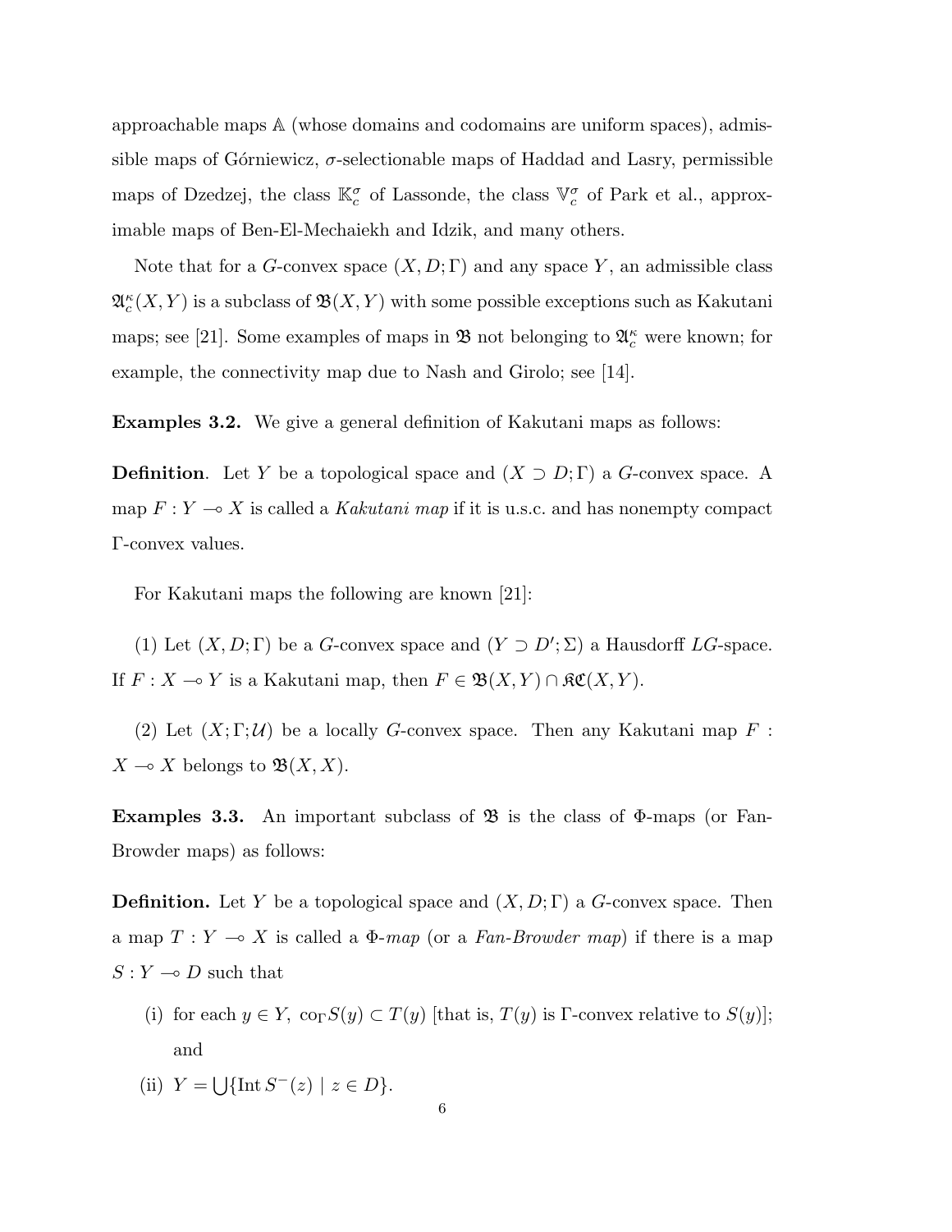approachable maps $\mathbb{A}$ (whose domains and codomains are uniform spaces), admissible maps of Górniewicz, $\sigma$-selectionable maps of Haddad and Lasry, permissible maps of Dzedzej, the class $\mathbb{K}_c^\sigma$ of Lassonde, the class $\mathbb{V}_c^\sigma$ of Park et al., approximable maps of Ben-El-Mechaiekh and Idzik, and many others.

Note that for a $G$-convex space $(X, D; \Gamma)$ and any space $Y$, an admissible class $\mathfrak{A}_c^\kappa(X, Y)$ is a subclass of $\mathfrak{B}(X, Y)$ with some possible exceptions such as Kakutani maps; see [21]. Some examples of maps in $\mathfrak{B}$ not belonging to $\mathfrak{A}_c^\kappa$ were known; for example, the connectivity map due to Nash and Girolo; see [14].

**Examples 3.2.** We give a general definition of Kakutani maps as follows:

**Definition**. Let $Y$ be a topological space and $(X \supset D; \Gamma)$ a $G$-convex space. A map $F : Y \multimap X$ is called a *Kakutani map* if it is u.s.c. and has nonempty compact $\Gamma$-convex values.

For Kakutani maps the following are known [21]:

(1) Let $(X, D; \Gamma)$ be a $G$-convex space and $(Y \supset D'; \Sigma)$ a Hausdorff $LG$-space. If $F : X \multimap Y$ is a Kakutani map, then $F \in \mathfrak{B}(X, Y) \cap \mathfrak{KC}(X, Y)$.

(2) Let $(X; \Gamma; \mathcal{U})$ be a locally $G$-convex space. Then any Kakutani map $F : X \multimap X$ belongs to $\mathfrak{B}(X, X)$.

**Examples 3.3.** An important subclass of $\mathfrak{B}$ is the class of $\Phi$-maps (or Fan-Browder maps) as follows:

**Definition.** Let $Y$ be a topological space and $(X, D; \Gamma)$ a $G$-convex space. Then a map $T : Y \multimap X$ is called a *$\Phi$-map* (or a *Fan-Browder map*) if there is a map $S : Y \multimap D$ such that

(i) for each $y \in Y$, $\mathrm{co}_\Gamma S(y) \subset T(y)$ [that is, $T(y)$ is $\Gamma$-convex relative to $S(y)$]; and

(ii) $Y = \bigcup\{\mathrm{Int}\, S^-(z) \mid z \in D\}$.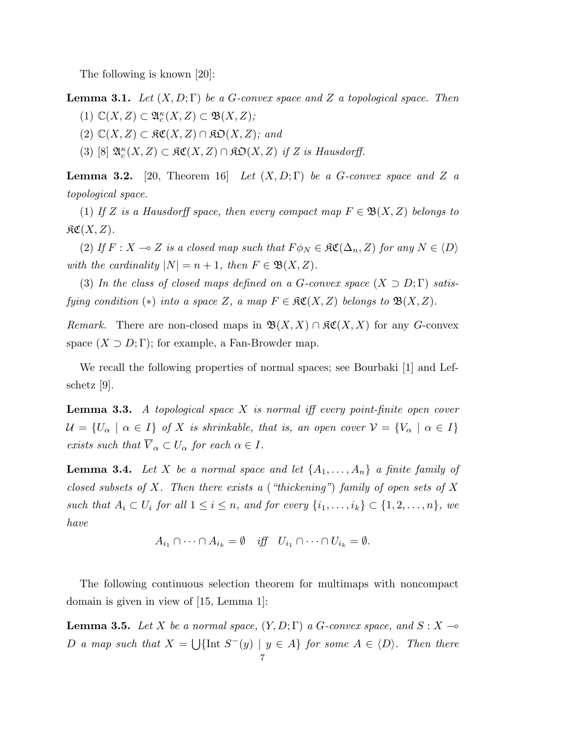The following is known [20]:

**Lemma 3.1.** *Let $(X, D; \Gamma)$ be a G-convex space and $Z$ a topological space. Then*

(1) $\mathbb{C}(X, Z) \subset \mathfrak{A}_c^\kappa(X, Z) \subset \mathfrak{B}(X, Z)$*;*

(2) $\mathbb{C}(X, Z) \subset \mathfrak{KC}(X, Z) \cap \mathfrak{KO}(X, Z)$*; and*

(3) [8] $\mathfrak{A}_c^\kappa(X, Z) \subset \mathfrak{KC}(X, Z) \cap \mathfrak{KO}(X, Z)$ *if $Z$ is Hausdorff.*

**Lemma 3.2.** [20, Theorem 16] *Let $(X, D; \Gamma)$ be a G-convex space and $Z$ a topological space.*

(1) *If $Z$ is a Hausdorff space, then every compact map $F \in \mathfrak{B}(X, Z)$ belongs to $\mathfrak{KC}(X, Z)$.*

(2) *If $F : X \multimap Z$ is a closed map such that $F\phi_N \in \mathfrak{KC}(\Delta_n, Z)$ for any $N \in \langle D \rangle$ with the cardinality $|N| = n + 1$, then $F \in \mathfrak{B}(X, Z)$.*

(3) *In the class of closed maps defined on a G-convex space $(X \supset D; \Gamma)$ satisfying condition $(*)$ into a space $Z$, a map $F \in \mathfrak{KC}(X, Z)$ belongs to $\mathfrak{B}(X, Z)$.*

*Remark.* There are non-closed maps in $\mathfrak{B}(X, X) \cap \mathfrak{KC}(X, X)$ for any $G$-convex space $(X \supset D; \Gamma)$; for example, a Fan-Browder map.

We recall the following properties of normal spaces; see Bourbaki [1] and Lefschetz [9].

**Lemma 3.3.** *A topological space $X$ is normal iff every point-finite open cover $\mathcal{U} = \{U_\alpha \mid \alpha \in I\}$ of $X$ is shrinkable, that is, an open cover $\mathcal{V} = \{V_\alpha \mid \alpha \in I\}$ exists such that $\overline{V}_\alpha \subset U_\alpha$ for each $\alpha \in I$.*

**Lemma 3.4.** *Let $X$ be a normal space and let $\{A_1, \ldots, A_n\}$ a finite family of closed subsets of $X$. Then there exists a ("thickening") family of open sets of $X$ such that $A_i \subset U_i$ for all $1 \leq i \leq n$, and for every $\{i_1, \ldots, i_k\} \subset \{1, 2, \ldots, n\}$, we have*

$$A_{i_1} \cap \cdots \cap A_{i_k} = \emptyset \quad \textit{iff} \quad U_{i_1} \cap \cdots \cap U_{i_k} = \emptyset.$$

The following continuous selection theorem for multimaps with noncompact domain is given in view of [15, Lemma 1]:

**Lemma 3.5.** *Let $X$ be a normal space, $(Y, D; \Gamma)$ a G-convex space, and $S : X \multimap D$ a map such that $X = \bigcup\{\text{Int } S^-(y) \mid y \in A\}$ for some $A \in \langle D \rangle$. Then there*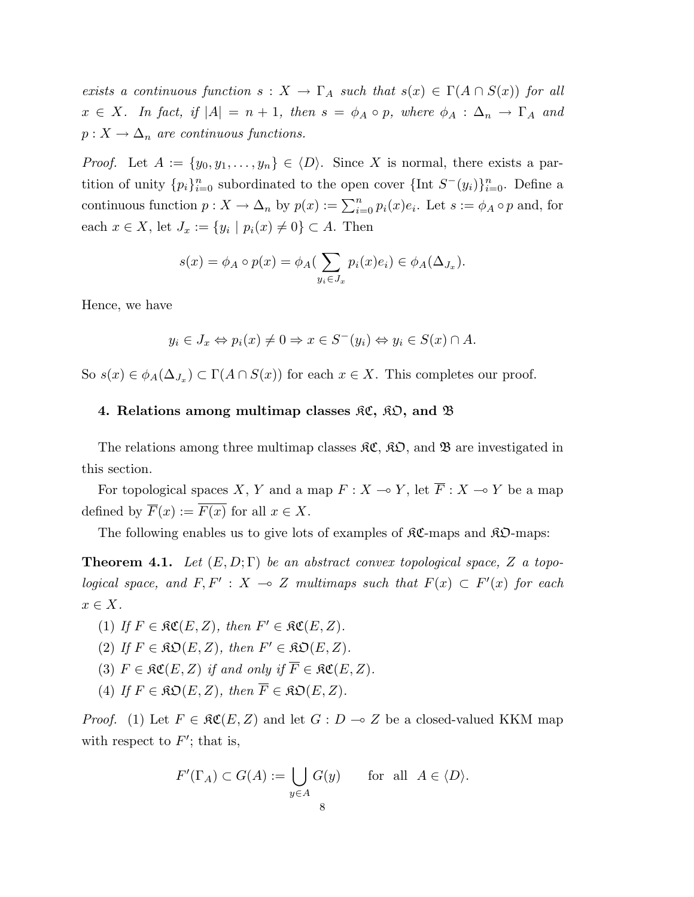*exists a continuous function $s : X \to \Gamma_A$ such that $s(x) \in \Gamma(A \cap S(x))$ for all $x \in X$. In fact, if $|A| = n+1$, then $s = \phi_A \circ p$, where $\phi_A : \Delta_n \to \Gamma_A$ and $p : X \to \Delta_n$ are continuous functions.*

*Proof.* Let $A := \{y_0, y_1, \ldots, y_n\} \in \langle D \rangle$. Since $X$ is normal, there exists a partition of unity $\{p_i\}_{i=0}^n$ subordinated to the open cover $\{\text{Int } S^-(y_i)\}_{i=0}^n$. Define a continuous function $p : X \to \Delta_n$ by $p(x) := \sum_{i=0}^n p_i(x)e_i$. Let $s := \phi_A \circ p$ and, for each $x \in X$, let $J_x := \{y_i \mid p_i(x) \neq 0\} \subset A$. Then

$$s(x) = \phi_A \circ p(x) = \phi_A\Big(\sum_{y_i \in J_x} p_i(x)e_i\Big) \in \phi_A(\Delta_{J_x}).$$

Hence, we have

$$y_i \in J_x \Leftrightarrow p_i(x) \neq 0 \Rightarrow x \in S^-(y_i) \Leftrightarrow y_i \in S(x) \cap A.$$

So $s(x) \in \phi_A(\Delta_{J_x}) \subset \Gamma(A \cap S(x))$ for each $x \in X$. This completes our proof.

## 4. Relations among multimap classes $\mathfrak{KC}$, $\mathfrak{KO}$, and $\mathfrak{B}$

The relations among three multimap classes $\mathfrak{KC}$, $\mathfrak{KO}$, and $\mathfrak{B}$ are investigated in this section.

For topological spaces $X$, $Y$ and a map $F : X \multimap Y$, let $\overline{F} : X \multimap Y$ be a map defined by $\overline{F}(x) := \overline{F(x)}$ for all $x \in X$.

The following enables us to give lots of examples of $\mathfrak{KC}$-maps and $\mathfrak{KO}$-maps:

**Theorem 4.1.** *Let $(E, D; \Gamma)$ be an abstract convex topological space, $Z$ a topological space, and $F, F' : X \multimap Z$ multimaps such that $F(x) \subset F'(x)$ for each $x \in X$.*

(1) *If $F \in \mathfrak{KC}(E, Z)$, then $F' \in \mathfrak{KC}(E, Z)$.*
(2) *If $F \in \mathfrak{KO}(E, Z)$, then $F' \in \mathfrak{KO}(E, Z)$.*
(3) *$F \in \mathfrak{KC}(E, Z)$ if and only if $\overline{F} \in \mathfrak{KC}(E, Z)$.*
(4) *If $F \in \mathfrak{KO}(E, Z)$, then $\overline{F} \in \mathfrak{KO}(E, Z)$.*

*Proof.* (1) Let $F \in \mathfrak{KC}(E, Z)$ and let $G : D \multimap Z$ be a closed-valued KKM map with respect to $F'$; that is,

$$F'(\Gamma_A) \subset G(A) := \bigcup_{y \in A} G(y) \qquad \text{for all } A \in \langle D \rangle.$$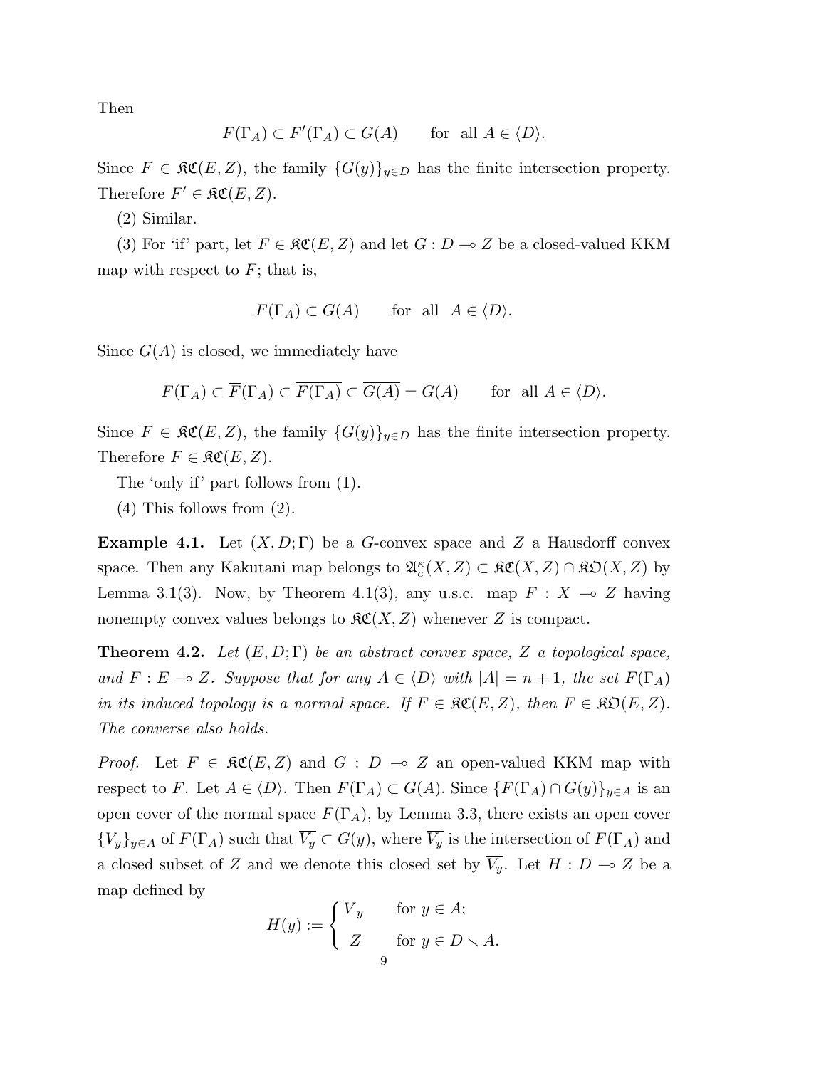Then

$$F(\Gamma_A) \subset F'(\Gamma_A) \subset G(A) \qquad \text{for all } A \in \langle D \rangle.$$

Since $F \in \mathfrak{KC}(E, Z)$, the family $\{G(y)\}_{y \in D}$ has the finite intersection property. Therefore $F' \in \mathfrak{KC}(E, Z)$.

(2) Similar.

(3) For 'if' part, let $\overline{F} \in \mathfrak{KC}(E, Z)$ and let $G : D \multimap Z$ be a closed-valued KKM map with respect to $F$; that is,

$$F(\Gamma_A) \subset G(A) \qquad \text{for all } A \in \langle D \rangle.$$

Since $G(A)$ is closed, we immediately have

$$F(\Gamma_A) \subset \overline{F}(\Gamma_A) \subset \overline{F(\Gamma_A)} \subset \overline{G(A)} = G(A) \qquad \text{for all } A \in \langle D \rangle.$$

Since $\overline{F} \in \mathfrak{KC}(E, Z)$, the family $\{G(y)\}_{y \in D}$ has the finite intersection property. Therefore $F \in \mathfrak{KC}(E, Z)$.

The 'only if' part follows from (1).

(4) This follows from (2).

**Example 4.1.** Let $(X, D; \Gamma)$ be a $G$-convex space and $Z$ a Hausdorff convex space. Then any Kakutani map belongs to $\mathfrak{A}_c^\kappa(X, Z) \subset \mathfrak{KC}(X, Z) \cap \mathfrak{KO}(X, Z)$ by Lemma 3.1(3). Now, by Theorem 4.1(3), any u.s.c. map $F : X \multimap Z$ having nonempty convex values belongs to $\mathfrak{KC}(X, Z)$ whenever $Z$ is compact.

**Theorem 4.2.** *Let $(E, D; \Gamma)$ be an abstract convex space, $Z$ a topological space, and $F : E \multimap Z$. Suppose that for any $A \in \langle D \rangle$ with $|A| = n + 1$, the set $F(\Gamma_A)$ in its induced topology is a normal space. If $F \in \mathfrak{KC}(E, Z)$, then $F \in \mathfrak{KO}(E, Z)$. The converse also holds.*

*Proof.* Let $F \in \mathfrak{KC}(E, Z)$ and $G : D \multimap Z$ an open-valued KKM map with respect to $F$. Let $A \in \langle D \rangle$. Then $F(\Gamma_A) \subset G(A)$. Since $\{F(\Gamma_A) \cap G(y)\}_{y \in A}$ is an open cover of the normal space $F(\Gamma_A)$, by Lemma 3.3, there exists an open cover $\{V_y\}_{y \in A}$ of $F(\Gamma_A)$ such that $\overline{V_y} \subset G(y)$, where $\overline{V_y}$ is the intersection of $F(\Gamma_A)$ and a closed subset of $Z$ and we denote this closed set by $\overline{V_y}$. Let $H : D \multimap Z$ be a map defined by

$$H(y) := \begin{cases} \overline{V}_y & \text{for } y \in A; \\ Z & \text{for } y \in D \setminus A. \end{cases}$$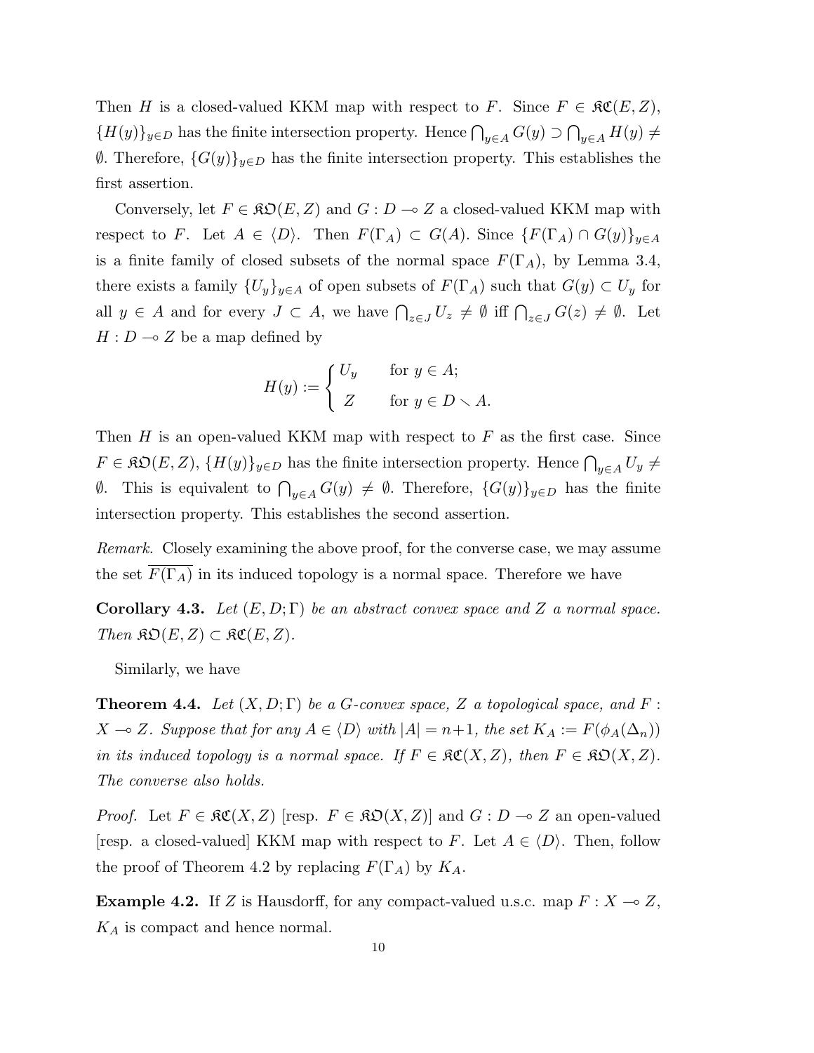Then $H$ is a closed-valued KKM map with respect to $F$. Since $F \in \mathfrak{KC}(E, Z)$, $\{H(y)\}_{y \in D}$ has the finite intersection property. Hence $\bigcap_{y \in A} G(y) \supset \bigcap_{y \in A} H(y) \neq \emptyset$. Therefore, $\{G(y)\}_{y \in D}$ has the finite intersection property. This establishes the first assertion.

Conversely, let $F \in \mathfrak{KO}(E, Z)$ and $G : D \multimap Z$ a closed-valued KKM map with respect to $F$. Let $A \in \langle D \rangle$. Then $F(\Gamma_A) \subset G(A)$. Since $\{F(\Gamma_A) \cap G(y)\}_{y \in A}$ is a finite family of closed subsets of the normal space $F(\Gamma_A)$, by Lemma 3.4, there exists a family $\{U_y\}_{y \in A}$ of open subsets of $F(\Gamma_A)$ such that $G(y) \subset U_y$ for all $y \in A$ and for every $J \subset A$, we have $\bigcap_{z \in J} U_z \neq \emptyset$ iff $\bigcap_{z \in J} G(z) \neq \emptyset$. Let $H : D \multimap Z$ be a map defined by

$$H(y) := \begin{cases} U_y & \text{for } y \in A; \\ Z & \text{for } y \in D \setminus A. \end{cases}$$

Then $H$ is an open-valued KKM map with respect to $F$ as the first case. Since $F \in \mathfrak{KO}(E, Z)$, $\{H(y)\}_{y \in D}$ has the finite intersection property. Hence $\bigcap_{y \in A} U_y \neq \emptyset$. This is equivalent to $\bigcap_{y \in A} G(y) \neq \emptyset$. Therefore, $\{G(y)\}_{y \in D}$ has the finite intersection property. This establishes the second assertion.

*Remark.* Closely examining the above proof, for the converse case, we may assume the set $\overline{F(\Gamma_A)}$ in its induced topology is a normal space. Therefore we have

**Corollary 4.3.** *Let $(E, D; \Gamma)$ be an abstract convex space and $Z$ a normal space. Then $\mathfrak{KO}(E, Z) \subset \mathfrak{KC}(E, Z)$.*

Similarly, we have

**Theorem 4.4.** *Let $(X, D; \Gamma)$ be a G-convex space, $Z$ a topological space, and $F : X \multimap Z$. Suppose that for any $A \in \langle D \rangle$ with $|A| = n+1$, the set $K_A := F(\phi_A(\Delta_n))$ in its induced topology is a normal space. If $F \in \mathfrak{KC}(X, Z)$, then $F \in \mathfrak{KO}(X, Z)$. The converse also holds.*

*Proof.* Let $F \in \mathfrak{KC}(X, Z)$ [resp. $F \in \mathfrak{KO}(X, Z)$] and $G : D \multimap Z$ an open-valued [resp. a closed-valued] KKM map with respect to $F$. Let $A \in \langle D \rangle$. Then, follow the proof of Theorem 4.2 by replacing $F(\Gamma_A)$ by $K_A$.

**Example 4.2.** If $Z$ is Hausdorff, for any compact-valued u.s.c. map $F : X \multimap Z$, $K_A$ is compact and hence normal.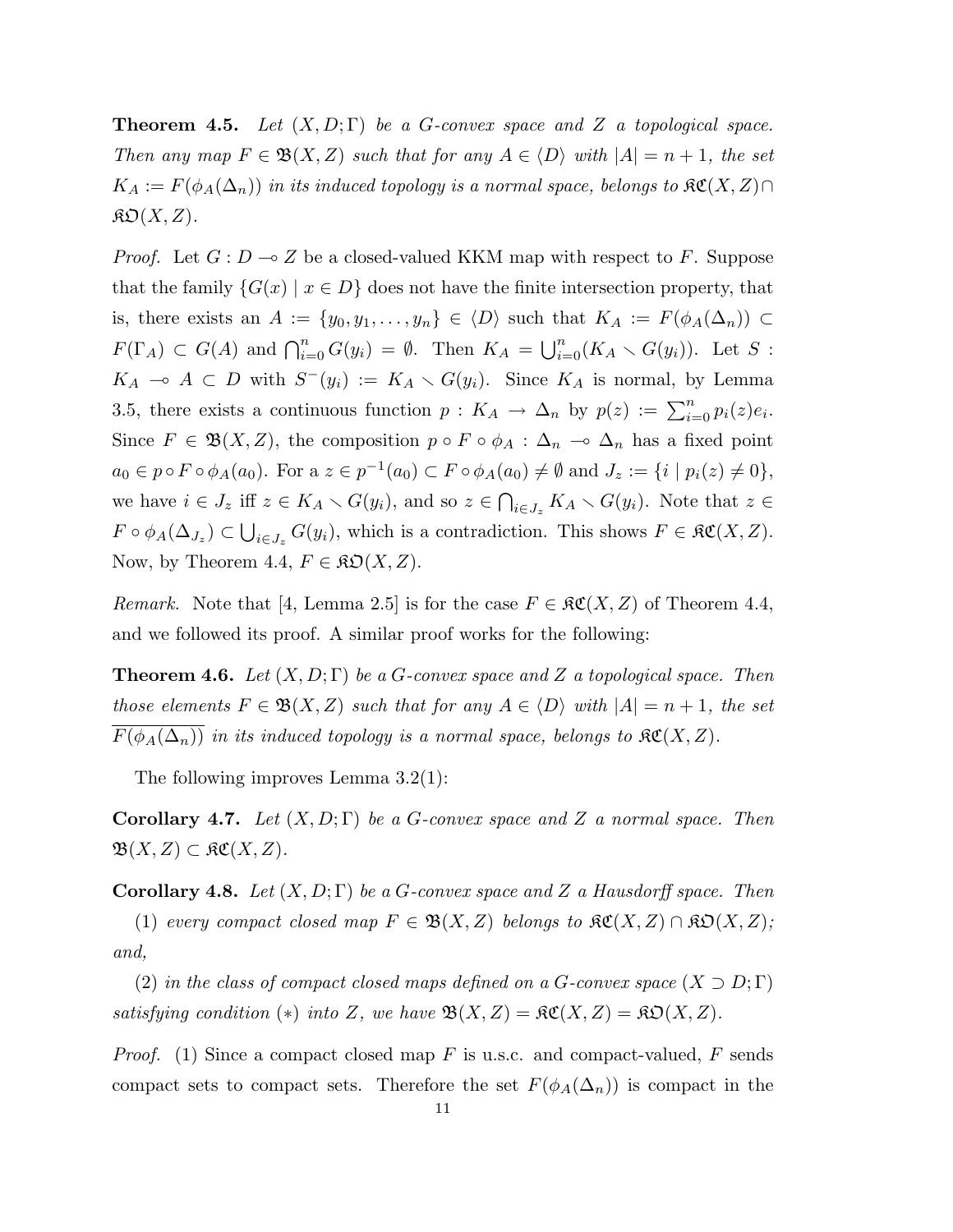**Theorem 4.5.** *Let $(X, D; \Gamma)$ be a G-convex space and $Z$ a topological space. Then any map $F \in \mathfrak{B}(X, Z)$ such that for any $A \in \langle D \rangle$ with $|A| = n+1$, the set $K_A := F(\phi_A(\Delta_n))$ in its induced topology is a normal space, belongs to $\mathfrak{KC}(X, Z) \cap \mathfrak{KO}(X, Z)$.*

*Proof.* Let $G : D \multimap Z$ be a closed-valued KKM map with respect to $F$. Suppose that the family $\{G(x) \mid x \in D\}$ does not have the finite intersection property, that is, there exists an $A := \{y_0, y_1, \ldots, y_n\} \in \langle D \rangle$ such that $K_A := F(\phi_A(\Delta_n)) \subset F(\Gamma_A) \subset G(A)$ and $\bigcap_{i=0}^{n} G(y_i) = \emptyset$. Then $K_A = \bigcup_{i=0}^{n} (K_A \setminus G(y_i))$. Let $S : K_A \multimap A \subset D$ with $S^{-}(y_i) := K_A \setminus G(y_i)$. Since $K_A$ is normal, by Lemma 3.5, there exists a continuous function $p : K_A \to \Delta_n$ by $p(z) := \sum_{i=0}^{n} p_i(z) e_i$. Since $F \in \mathfrak{B}(X, Z)$, the composition $p \circ F \circ \phi_A : \Delta_n \multimap \Delta_n$ has a fixed point $a_0 \in p \circ F \circ \phi_A(a_0)$. For a $z \in p^{-1}(a_0) \subset F \circ \phi_A(a_0) \neq \emptyset$ and $J_z := \{i \mid p_i(z) \neq 0\}$, we have $i \in J_z$ iff $z \in K_A \setminus G(y_i)$, and so $z \in \bigcap_{i \in J_z} K_A \setminus G(y_i)$. Note that $z \in F \circ \phi_A(\Delta_{J_z}) \subset \bigcup_{i \in J_z} G(y_i)$, which is a contradiction. This shows $F \in \mathfrak{KC}(X, Z)$. Now, by Theorem 4.4, $F \in \mathfrak{KO}(X, Z)$.

*Remark.* Note that [4, Lemma 2.5] is for the case $F \in \mathfrak{KC}(X, Z)$ of Theorem 4.4, and we followed its proof. A similar proof works for the following:

**Theorem 4.6.** *Let $(X, D; \Gamma)$ be a G-convex space and $Z$ a topological space. Then those elements $F \in \mathfrak{B}(X, Z)$ such that for any $A \in \langle D \rangle$ with $|A| = n+1$, the set $\overline{F(\phi_A(\Delta_n))}$ in its induced topology is a normal space, belongs to $\mathfrak{KC}(X, Z)$.*

The following improves Lemma 3.2(1):

**Corollary 4.7.** *Let $(X, D; \Gamma)$ be a G-convex space and $Z$ a normal space. Then $\mathfrak{B}(X, Z) \subset \mathfrak{KC}(X, Z)$.*

**Corollary 4.8.** *Let $(X, D; \Gamma)$ be a G-convex space and $Z$ a Hausdorff space. Then*

(1) *every compact closed map $F \in \mathfrak{B}(X, Z)$ belongs to $\mathfrak{KC}(X, Z) \cap \mathfrak{KO}(X, Z)$; and,*

(2) *in the class of compact closed maps defined on a G-convex space $(X \supset D; \Gamma)$ satisfying condition $(*)$ into $Z$, we have $\mathfrak{B}(X, Z) = \mathfrak{KC}(X, Z) = \mathfrak{KO}(X, Z)$.*

*Proof.* (1) Since a compact closed map $F$ is u.s.c. and compact-valued, $F$ sends compact sets to compact sets. Therefore the set $F(\phi_A(\Delta_n))$ is compact in the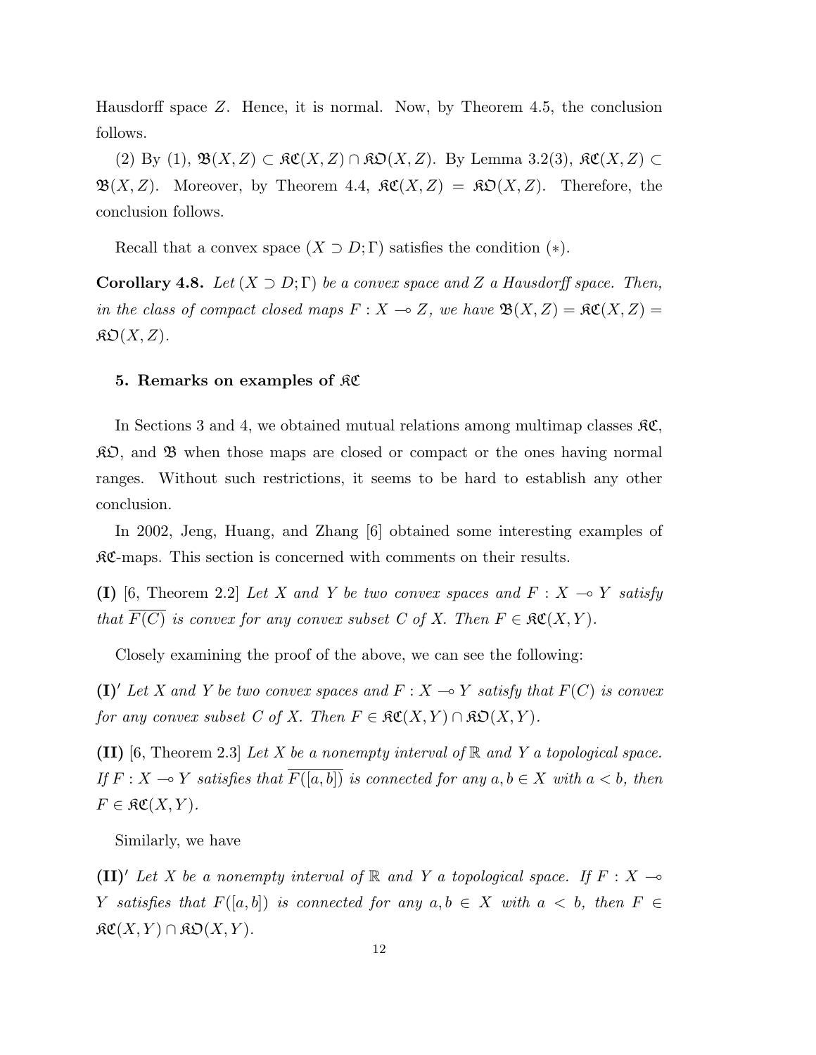Hausdorff space $Z$. Hence, it is normal. Now, by Theorem 4.5, the conclusion follows.

(2) By (1), $\mathfrak{B}(X, Z) \subset \mathfrak{KC}(X, Z) \cap \mathfrak{KO}(X, Z)$. By Lemma 3.2(3), $\mathfrak{KC}(X, Z) \subset \mathfrak{B}(X, Z)$. Moreover, by Theorem 4.4, $\mathfrak{KC}(X, Z) = \mathfrak{KO}(X, Z)$. Therefore, the conclusion follows.

Recall that a convex space $(X \supset D; \Gamma)$ satisfies the condition $(*)$.

**Corollary 4.8.** *Let $(X \supset D; \Gamma)$ be a convex space and $Z$ a Hausdorff space. Then, in the class of compact closed maps $F : X \multimap Z$, we have $\mathfrak{B}(X, Z) = \mathfrak{KC}(X, Z) = \mathfrak{KO}(X, Z)$.*

## 5. Remarks on examples of $\mathfrak{KC}$

In Sections 3 and 4, we obtained mutual relations among multimap classes $\mathfrak{KC}$, $\mathfrak{KO}$, and $\mathfrak{B}$ when those maps are closed or compact or the ones having normal ranges. Without such restrictions, it seems to be hard to establish any other conclusion.

In 2002, Jeng, Huang, and Zhang [6] obtained some interesting examples of $\mathfrak{KC}$-maps. This section is concerned with comments on their results.

**(I)** [6, Theorem 2.2] *Let $X$ and $Y$ be two convex spaces and $F : X \multimap Y$ satisfy that $\overline{F(C)}$ is convex for any convex subset $C$ of $X$. Then $F \in \mathfrak{KC}(X, Y)$.*

Closely examining the proof of the above, we can see the following:

**(I)$'$** *Let $X$ and $Y$ be two convex spaces and $F : X \multimap Y$ satisfy that $F(C)$ is convex for any convex subset $C$ of $X$. Then $F \in \mathfrak{KC}(X, Y) \cap \mathfrak{KO}(X, Y)$.*

**(II)** [6, Theorem 2.3] *Let $X$ be a nonempty interval of $\mathbb{R}$ and $Y$ a topological space. If $F : X \multimap Y$ satisfies that $\overline{F([a, b])}$ is connected for any $a, b \in X$ with $a < b$, then $F \in \mathfrak{KC}(X, Y)$.*

Similarly, we have

**(II)$'$** *Let $X$ be a nonempty interval of $\mathbb{R}$ and $Y$ a topological space. If $F : X \multimap Y$ satisfies that $F([a, b])$ is connected for any $a, b \in X$ with $a < b$, then $F \in \mathfrak{KC}(X, Y) \cap \mathfrak{KO}(X, Y)$.*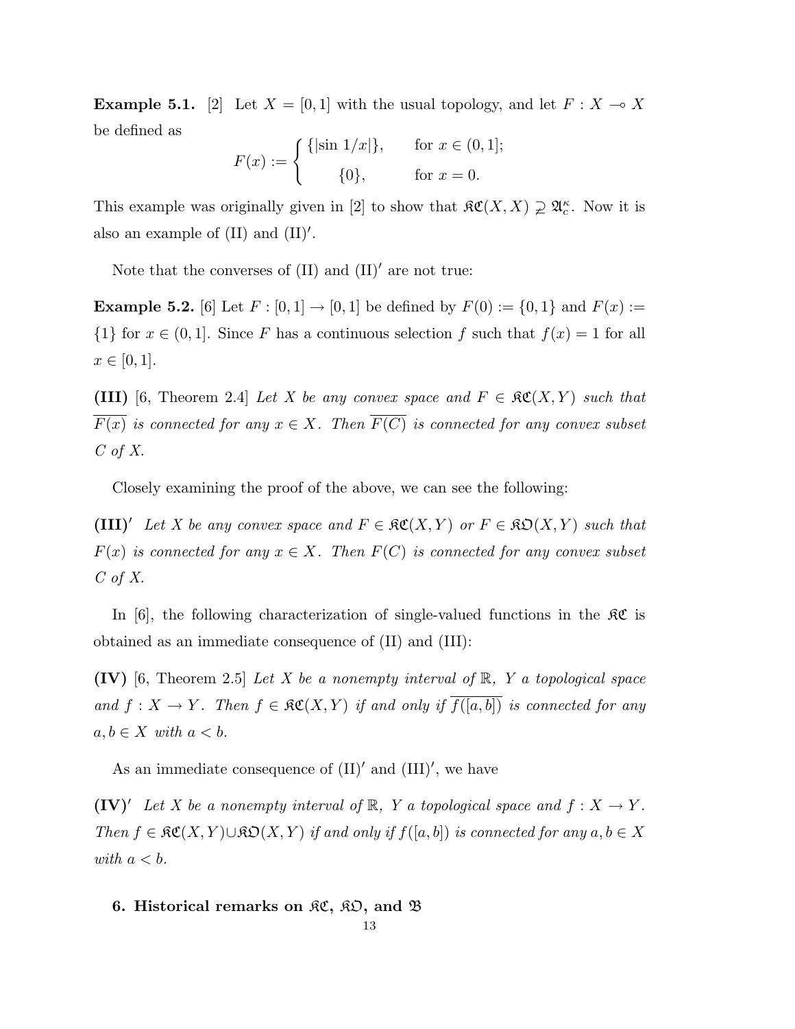**Example 5.1.** [2] Let $X = [0,1]$ with the usual topology, and let $F : X \multimap X$ be defined as

$$F(x) := \begin{cases} \{|\sin 1/x|\}, & \text{for } x \in (0,1]; \\ \{0\}, & \text{for } x = 0. \end{cases}$$

This example was originally given in [2] to show that $\mathfrak{KC}(X,X) \supsetneq \mathfrak{A}_c^\kappa$. Now it is also an example of (II) and (II)$'$.

Note that the converses of (II) and (II)$'$ are not true:

**Example 5.2.** [6] Let $F : [0,1] \to [0,1]$ be defined by $F(0) := \{0,1\}$ and $F(x) := \{1\}$ for $x \in (0,1]$. Since $F$ has a continuous selection $f$ such that $f(x) = 1$ for all $x \in [0,1]$.

**(III)** [6, Theorem 2.4] *Let $X$ be any convex space and $F \in \mathfrak{KC}(X,Y)$ such that $\overline{F(x)}$ is connected for any $x \in X$. Then $\overline{F(C)}$ is connected for any convex subset $C$ of $X$.*

Closely examining the proof of the above, we can see the following:

**(III)$'$** *Let $X$ be any convex space and $F \in \mathfrak{KC}(X,Y)$ or $F \in \mathfrak{KO}(X,Y)$ such that $F(x)$ is connected for any $x \in X$. Then $F(C)$ is connected for any convex subset $C$ of $X$.*

In [6], the following characterization of single-valued functions in the $\mathfrak{KC}$ is obtained as an immediate consequence of (II) and (III):

**(IV)** [6, Theorem 2.5] *Let $X$ be a nonempty interval of $\mathbb{R}$, $Y$ a topological space and $f : X \to Y$. Then $f \in \mathfrak{KC}(X,Y)$ if and only if $\overline{f([a,b])}$ is connected for any $a, b \in X$ with $a < b$.*

As an immediate consequence of (II)$'$ and (III)$'$, we have

**(IV)$'$** *Let $X$ be a nonempty interval of $\mathbb{R}$, $Y$ a topological space and $f : X \to Y$. Then $f \in \mathfrak{KC}(X,Y) \cup \mathfrak{KO}(X,Y)$ if and only if $f([a,b])$ is connected for any $a, b \in X$ with $a < b$.*

## 6. Historical remarks on $\mathfrak{KC}$, $\mathfrak{KO}$, and $\mathfrak{B}$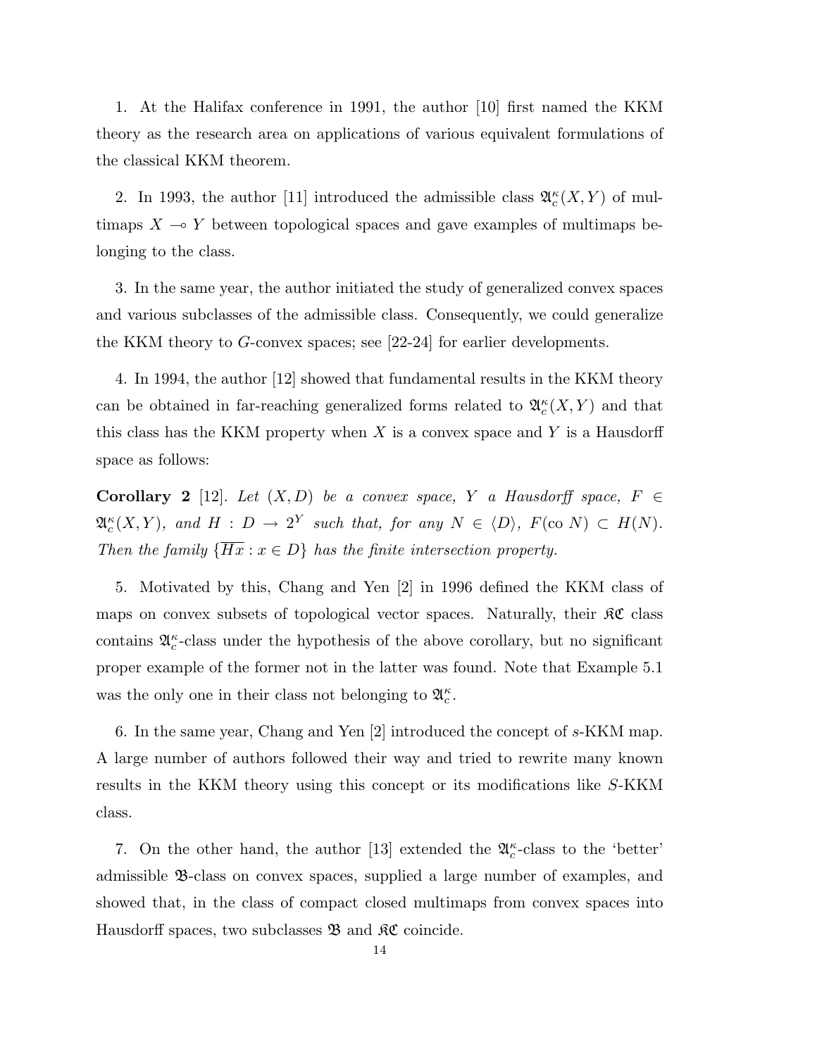1. At the Halifax conference in 1991, the author [10] first named the KKM theory as the research area on applications of various equivalent formulations of the classical KKM theorem.

2. In 1993, the author [11] introduced the admissible class $\mathfrak{A}_c^\kappa(X,Y)$ of multimaps $X \multimap Y$ between topological spaces and gave examples of multimaps belonging to the class.

3. In the same year, the author initiated the study of generalized convex spaces and various subclasses of the admissible class. Consequently, we could generalize the KKM theory to $G$-convex spaces; see [22-24] for earlier developments.

4. In 1994, the author [12] showed that fundamental results in the KKM theory can be obtained in far-reaching generalized forms related to $\mathfrak{A}_c^\kappa(X,Y)$ and that this class has the KKM property when $X$ is a convex space and $Y$ is a Hausdorff space as follows:

**Corollary 2** [12]. *Let $(X,D)$ be a convex space, $Y$ a Hausdorff space, $F \in \mathfrak{A}_c^\kappa(X,Y)$, and $H : D \to 2^Y$ such that, for any $N \in \langle D \rangle$, $F(\mathrm{co}\, N) \subset H(N)$. Then the family $\{\overline{Hx} : x \in D\}$ has the finite intersection property.*

5. Motivated by this, Chang and Yen [2] in 1996 defined the KKM class of maps on convex subsets of topological vector spaces. Naturally, their $\mathfrak{KC}$ class contains $\mathfrak{A}_c^\kappa$-class under the hypothesis of the above corollary, but no significant proper example of the former not in the latter was found. Note that Example 5.1 was the only one in their class not belonging to $\mathfrak{A}_c^\kappa$.

6. In the same year, Chang and Yen [2] introduced the concept of $s$-KKM map. A large number of authors followed their way and tried to rewrite many known results in the KKM theory using this concept or its modifications like $S$-KKM class.

7. On the other hand, the author [13] extended the $\mathfrak{A}_c^\kappa$-class to the 'better' admissible $\mathfrak{B}$-class on convex spaces, supplied a large number of examples, and showed that, in the class of compact closed multimaps from convex spaces into Hausdorff spaces, two subclasses $\mathfrak{B}$ and $\mathfrak{KC}$ coincide.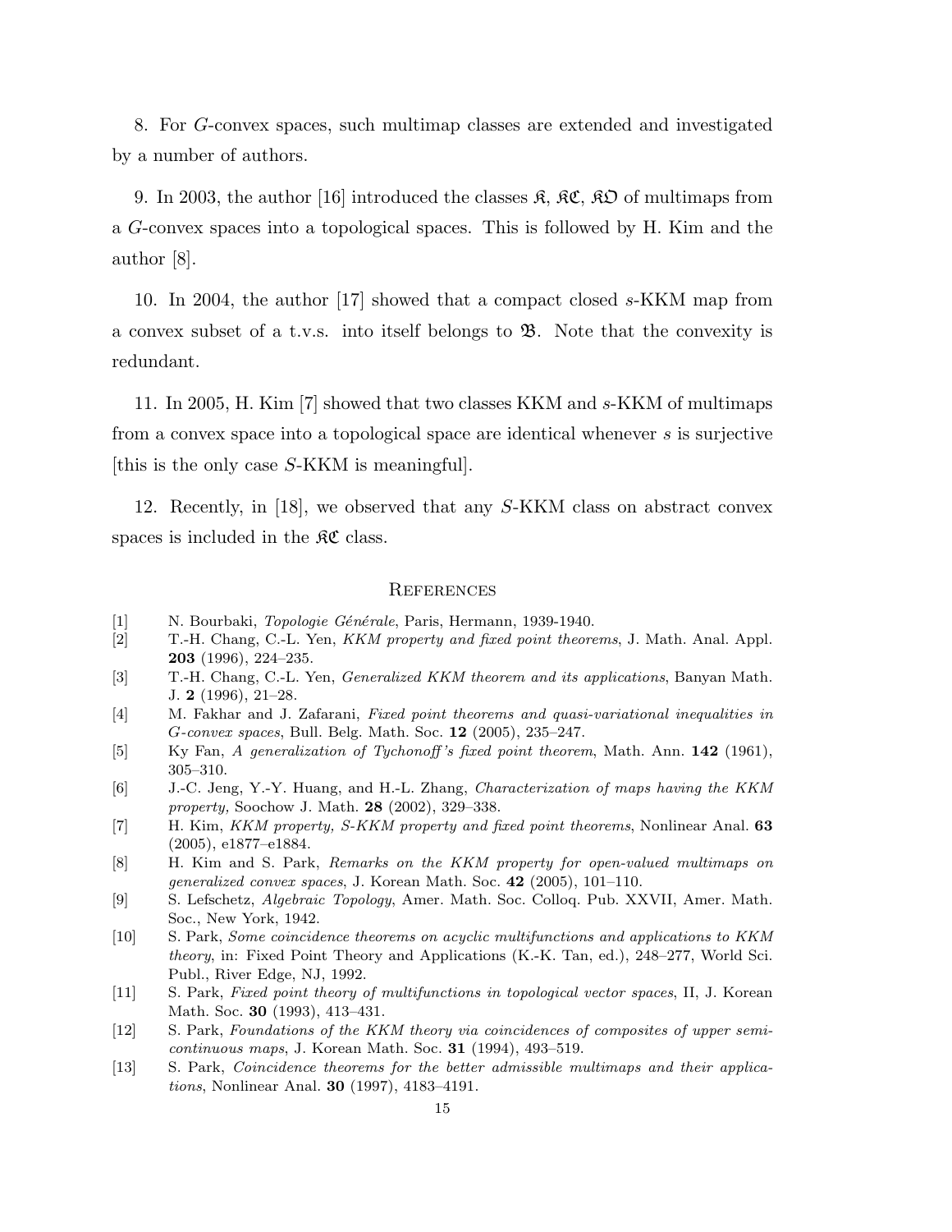8. For $G$-convex spaces, such multimap classes are extended and investigated by a number of authors.

9. In 2003, the author [16] introduced the classes $\mathfrak{K}$, $\mathfrak{KC}$, $\mathfrak{KO}$ of multimaps from a $G$-convex spaces into a topological spaces. This is followed by H. Kim and the author [8].

10. In 2004, the author [17] showed that a compact closed $s$-KKM map from a convex subset of a t.v.s. into itself belongs to $\mathfrak{B}$. Note that the convexity is redundant.

11. In 2005, H. Kim [7] showed that two classes KKM and $s$-KKM of multimaps from a convex space into a topological space are identical whenever $s$ is surjective [this is the only case $S$-KKM is meaningful].

12. Recently, in [18], we observed that any $S$-KKM class on abstract convex spaces is included in the $\mathfrak{KC}$ class.

## References

[1] N. Bourbaki, *Topologie Générale*, Paris, Hermann, 1939-1940.

[2] T.-H. Chang, C.-L. Yen, *KKM property and fixed point theorems*, J. Math. Anal. Appl. **203** (1996), 224–235.

[3] T.-H. Chang, C.-L. Yen, *Generalized KKM theorem and its applications*, Banyan Math. J. **2** (1996), 21–28.

[4] M. Fakhar and J. Zafarani, *Fixed point theorems and quasi-variational inequalities in G-convex spaces*, Bull. Belg. Math. Soc. **12** (2005), 235–247.

[5] Ky Fan, *A generalization of Tychonoff's fixed point theorem*, Math. Ann. **142** (1961), 305–310.

[6] J.-C. Jeng, Y.-Y. Huang, and H.-L. Zhang, *Characterization of maps having the KKM property,* Soochow J. Math. **28** (2002), 329–338.

[7] H. Kim, *KKM property, S-KKM property and fixed point theorems*, Nonlinear Anal. **63** (2005), e1877–e1884.

[8] H. Kim and S. Park, *Remarks on the KKM property for open-valued multimaps on generalized convex spaces*, J. Korean Math. Soc. **42** (2005), 101–110.

[9] S. Lefschetz, *Algebraic Topology*, Amer. Math. Soc. Colloq. Pub. XXVII, Amer. Math. Soc., New York, 1942.

[10] S. Park, *Some coincidence theorems on acyclic multifunctions and applications to KKM theory*, in: Fixed Point Theory and Applications (K.-K. Tan, ed.), 248–277, World Sci. Publ., River Edge, NJ, 1992.

[11] S. Park, *Fixed point theory of multifunctions in topological vector spaces*, II, J. Korean Math. Soc. **30** (1993), 413–431.

[12] S. Park, *Foundations of the KKM theory via coincidences of composites of upper semicontinuous maps*, J. Korean Math. Soc. **31** (1994), 493–519.

[13] S. Park, *Coincidence theorems for the better admissible multimaps and their applications*, Nonlinear Anal. **30** (1997), 4183–4191.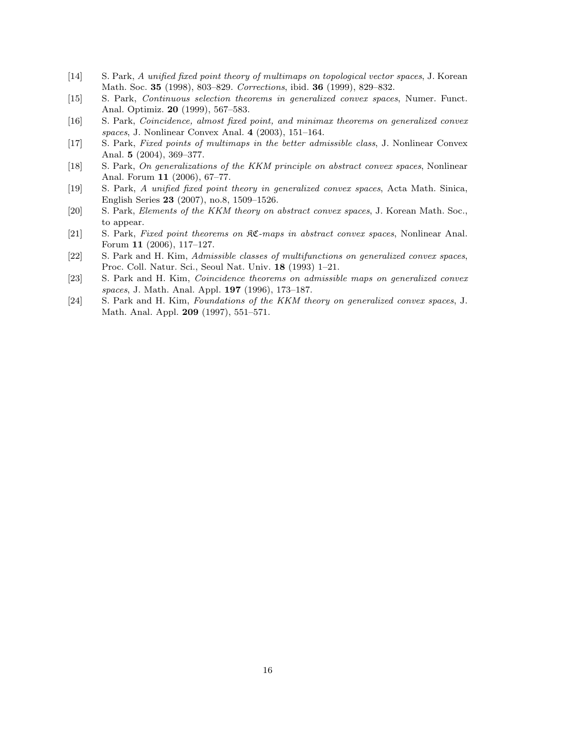[14] S. Park, *A unified fixed point theory of multimaps on topological vector spaces*, J. Korean Math. Soc. **35** (1998), 803–829. *Corrections*, ibid. **36** (1999), 829–832.

[15] S. Park, *Continuous selection theorems in generalized convex spaces*, Numer. Funct. Anal. Optimiz. **20** (1999), 567–583.

[16] S. Park, *Coincidence, almost fixed point, and minimax theorems on generalized convex spaces*, J. Nonlinear Convex Anal. **4** (2003), 151–164.

[17] S. Park, *Fixed points of multimaps in the better admissible class*, J. Nonlinear Convex Anal. **5** (2004), 369–377.

[18] S. Park, *On generalizations of the KKM principle on abstract convex spaces*, Nonlinear Anal. Forum **11** (2006), 67–77.

[19] S. Park, *A unified fixed point theory in generalized convex spaces*, Acta Math. Sinica, English Series **23** (2007), no.8, 1509–1526.

[20] S. Park, *Elements of the KKM theory on abstract convex spaces*, J. Korean Math. Soc., to appear.

[21] S. Park, *Fixed point theorems on $\mathfrak{KC}$-maps in abstract convex spaces*, Nonlinear Anal. Forum **11** (2006), 117–127.

[22] S. Park and H. Kim, *Admissible classes of multifunctions on generalized convex spaces*, Proc. Coll. Natur. Sci., Seoul Nat. Univ. **18** (1993) 1–21.

[23] S. Park and H. Kim, *Coincidence theorems on admissible maps on generalized convex spaces*, J. Math. Anal. Appl. **197** (1996), 173–187.

[24] S. Park and H. Kim, *Foundations of the KKM theory on generalized convex spaces*, J. Math. Anal. Appl. **209** (1997), 551–571.